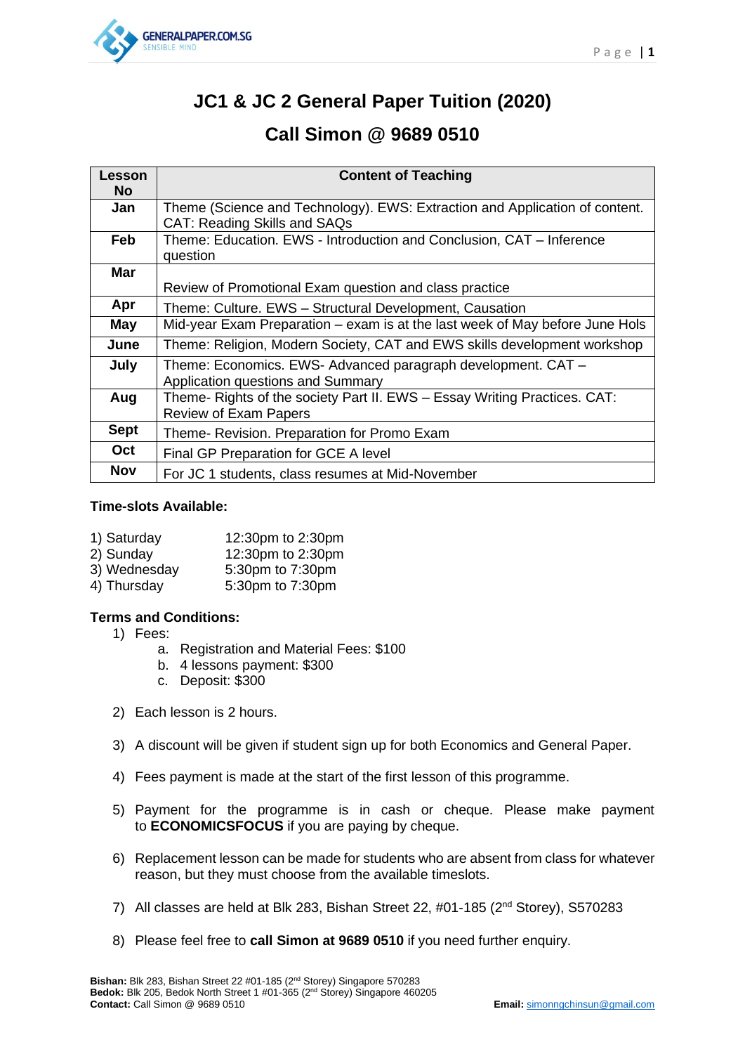# JC1 & JC 2 General Paper Tuition (2020)

## Call Simon @ 9689 0510

| Lesson No | Content of Teaching |
|---|---|
| Jan | Theme (Science and Technology). EWS: Extraction and Application of content. CAT: Reading Skills and SAQs |
| Feb | Theme: Education. EWS - Introduction and Conclusion, CAT – Inference question |
| Mar | Review of Promotional Exam question and class practice |
| Apr | Theme: Culture. EWS – Structural Development, Causation |
| May | Mid-year Exam Preparation – exam is at the last week of May before June Hols |
| June | Theme: Religion, Modern Society, CAT and EWS skills development workshop |
| July | Theme: Economics. EWS- Advanced paragraph development. CAT – Application questions and Summary |
| Aug | Theme- Rights of the society Part II. EWS – Essay Writing Practices. CAT: Review of Exam Papers |
| Sept | Theme- Revision. Preparation for Promo Exam |
| Oct | Final GP Preparation for GCE A level |
| Nov | For JC 1 students, class resumes at Mid-November |

**Time-slots Available:**

1) Saturday 12:30pm to 2:30pm
2) Sunday 12:30pm to 2:30pm
3) Wednesday 5:30pm to 7:30pm
4) Thursday 5:30pm to 7:30pm

**Terms and Conditions:**

1) Fees:
   a. Registration and Material Fees: $100
   b. 4 lessons payment: $300
   c. Deposit: $300

2) Each lesson is 2 hours.

3) A discount will be given if student sign up for both Economics and General Paper.

4) Fees payment is made at the start of the first lesson of this programme.

5) Payment for the programme is in cash or cheque. Please make payment to **ECONOMICSFOCUS** if you are paying by cheque.

6) Replacement lesson can be made for students who are absent from class for whatever reason, but they must choose from the available timeslots.

7) All classes are held at Blk 283, Bishan Street 22, #01-185 (2nd Storey), S570283

8) Please feel free to **call Simon at 9689 0510** if you need further enquiry.

**Bishan:** Blk 283, Bishan Street 22 #01-185 (2nd Storey) Singapore 570283
**Bedok:** Blk 205, Bedok North Street 1 #01-365 (2nd Storey) Singapore 460205
**Contact:** Call Simon @ 9689 0510
**Email:** simonngchinsun@gmail.com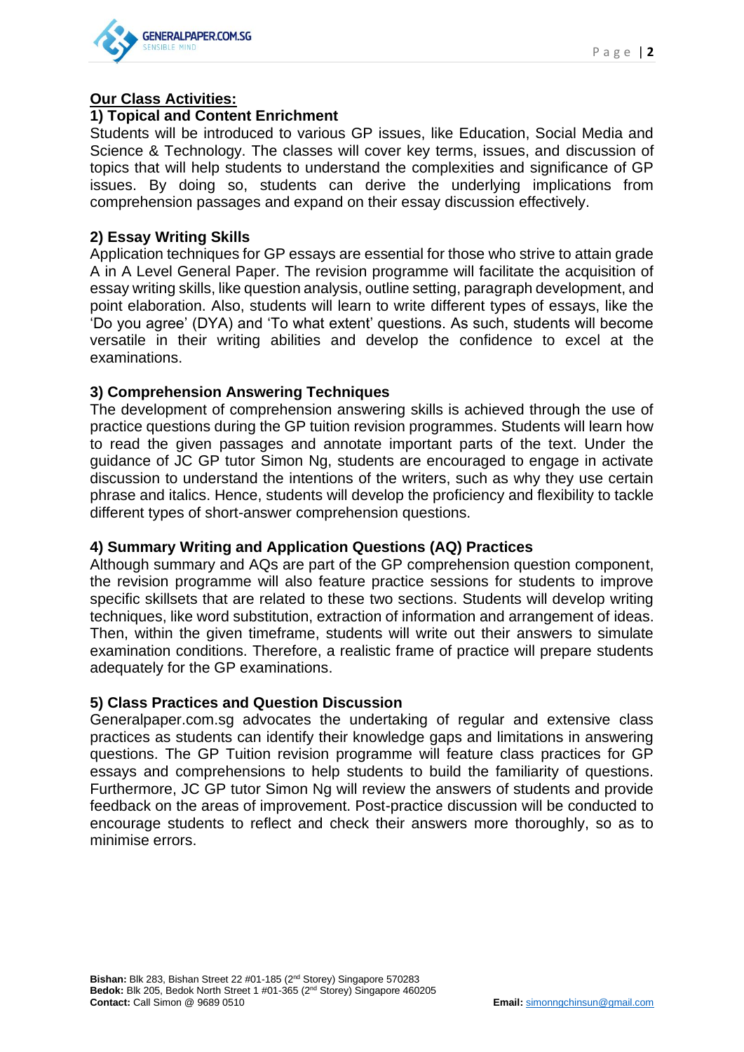## Our Class Activities:

### 1) Topical and Content Enrichment

Students will be introduced to various GP issues, like Education, Social Media and Science & Technology. The classes will cover key terms, issues, and discussion of topics that will help students to understand the complexities and significance of GP issues. By doing so, students can derive the underlying implications from comprehension passages and expand on their essay discussion effectively.

### 2) Essay Writing Skills

Application techniques for GP essays are essential for those who strive to attain grade A in A Level General Paper. The revision programme will facilitate the acquisition of essay writing skills, like question analysis, outline setting, paragraph development, and point elaboration. Also, students will learn to write different types of essays, like the 'Do you agree' (DYA) and 'To what extent' questions. As such, students will become versatile in their writing abilities and develop the confidence to excel at the examinations.

### 3) Comprehension Answering Techniques

The development of comprehension answering skills is achieved through the use of practice questions during the GP tuition revision programmes. Students will learn how to read the given passages and annotate important parts of the text. Under the guidance of JC GP tutor Simon Ng, students are encouraged to engage in activate discussion to understand the intentions of the writers, such as why they use certain phrase and italics. Hence, students will develop the proficiency and flexibility to tackle different types of short-answer comprehension questions.

### 4) Summary Writing and Application Questions (AQ) Practices

Although summary and AQs are part of the GP comprehension question component, the revision programme will also feature practice sessions for students to improve specific skillsets that are related to these two sections. Students will develop writing techniques, like word substitution, extraction of information and arrangement of ideas. Then, within the given timeframe, students will write out their answers to simulate examination conditions. Therefore, a realistic frame of practice will prepare students adequately for the GP examinations.

### 5) Class Practices and Question Discussion

Generalpaper.com.sg advocates the undertaking of regular and extensive class practices as students can identify their knowledge gaps and limitations in answering questions. The GP Tuition revision programme will feature class practices for GP essays and comprehensions to help students to build the familiarity of questions. Furthermore, JC GP tutor Simon Ng will review the answers of students and provide feedback on the areas of improvement. Post-practice discussion will be conducted to encourage students to reflect and check their answers more thoroughly, so as to minimise errors.